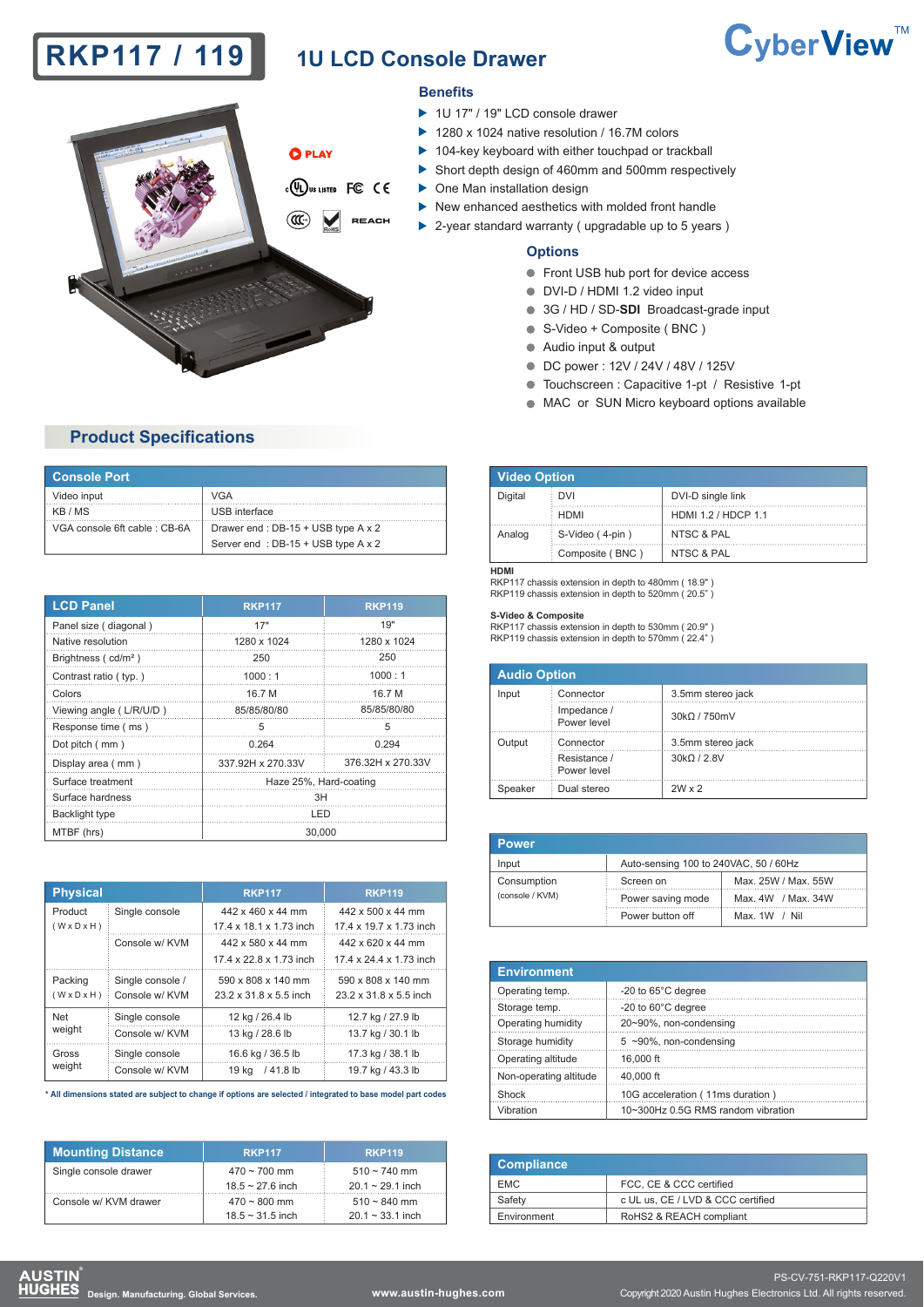# RKP117 / 119

## 1U LCD Console Drawer

CyberView™

PLAY

cULus LISTED FC CE CCC RoHS REACH

### Benefits

- 1U 17" / 19" LCD console drawer
- 1280 x 1024 native resolution / 16.7M colors
- 104-key keyboard with either touchpad or trackball
- Short depth design of 460mm and 500mm respectively
- One Man installation design
- New enhanced aesthetics with molded front handle
- 2-year standard warranty ( upgradable up to 5 years )

### Options

- Front USB hub port for device access
- DVI-D / HDMI 1.2 video input
- 3G / HD / SD-**SDI** Broadcast-grade input
- S-Video + Composite ( BNC )
- Audio input & output
- DC power : 12V / 24V / 48V / 125V
- Touchscreen : Capacitive 1-pt / Resistive 1-pt
- MAC or SUN Micro keyboard options available

## Product Specifications

| Console Port | |
|---|---|
| Video input | VGA |
| KB / MS | USB interface |
| VGA console 6ft cable : CB-6A | Drawer end : DB-15 + USB type A x 2 |
| | Server end : DB-15 + USB type A x 2 |

| LCD Panel | RKP117 | RKP119 |
|---|---|---|
| Panel size ( diagonal ) | 17" | 19" |
| Native resolution | 1280 x 1024 | 1280 x 1024 |
| Brightness ( cd/m² ) | 250 | 250 |
| Contrast ratio ( typ. ) | 1000 : 1 | 1000 : 1 |
| Colors | 16.7 M | 16.7 M |
| Viewing angle ( L/R/U/D ) | 85/85/80/80 | 85/85/80/80 |
| Response time ( ms ) | 5 | 5 |
| Dot pitch ( mm ) | 0.264 | 0.294 |
| Display area ( mm ) | 337.92H x 270.33V | 376.32H x 270.33V |
| Surface treatment | Haze 25%, Hard-coating | |
| Surface hardness | 3H | |
| Backlight type | LED | |
| MTBF (hrs) | 30,000 | |

| Physical | | RKP117 | RKP119 |
|---|---|---|---|
| Product ( W x D x H ) | Single console | 442 x 460 x 44 mm<br>17.4 x 18.1 x 1.73 inch | 442 x 500 x 44 mm<br>17.4 x 19.7 x 1.73 inch |
| | Console w/ KVM | 442 x 580 x 44 mm<br>17.4 x 22.8 x 1.73 inch | 442 x 620 x 44 mm<br>17.4 x 24.4 x 1.73 inch |
| Packing ( W x D x H ) | Single console / Console w/ KVM | 590 x 808 x 140 mm<br>23.2 x 31.8 x 5.5 inch | 590 x 808 x 140 mm<br>23.2 x 31.8 x 5.5 inch |
| Net weight | Single console | 12 kg / 26.4 lb | 12.7 kg / 27.9 lb |
| | Console w/ KVM | 13 kg / 28.6 lb | 13.7 kg / 30.1 lb |
| Gross weight | Single console | 16.6 kg / 36.5 lb | 17.3 kg / 38.1 lb |
| | Console w/ KVM | 19 kg / 41.8 lb | 19.7 kg / 43.3 lb |

\* All dimensions stated are subject to change if options are selected / integrated to base model part codes

| Mounting Distance | RKP117 | RKP119 |
|---|---|---|
| Single console drawer | 470 ~ 700 mm<br>18.5 ~ 27.6 inch | 510 ~ 740 mm<br>20.1 ~ 29.1 inch |
| Console w/ KVM drawer | 470 ~ 800 mm<br>18.5 ~ 31.5 inch | 510 ~ 840 mm<br>20.1 ~ 33.1 inch |

| Video Option | | |
|---|---|---|
| Digital | DVI | DVI-D single link |
| | HDMI | HDMI 1.2 / HDCP 1.1 |
| Analog | S-Video ( 4-pin ) | NTSC & PAL |
| | Composite ( BNC ) | NTSC & PAL |

**HDMI**
RKP117 chassis extension in depth to 480mm ( 18.9" )
RKP119 chassis extension in depth to 520mm ( 20.5" )

**S-Video & Composite**
RKP117 chassis extension in depth to 530mm ( 20.9" )
RKP119 chassis extension in depth to 570mm ( 22.4" )

| Audio Option | | |
|---|---|---|
| Input | Connector | 3.5mm stereo jack |
| | Impedance / Power level | 30kΩ / 750mV |
| Output | Connector | 3.5mm stereo jack |
| | Resistance / Power level | 30kΩ / 2.8V |
| Speaker | Dual stereo | 2W x 2 |

| Power | | |
|---|---|---|
| Input | Auto-sensing 100 to 240VAC, 50 / 60Hz | |
| Consumption (console / KVM) | Screen on | Max. 25W / Max. 55W |
| | Power saving mode | Max. 4W / Max. 34W |
| | Power button off | Max. 1W / Nil |

| Environment | |
|---|---|
| Operating temp. | -20 to 65°C degree |
| Storage temp. | -20 to 60°C degree |
| Operating humidity | 20~90%, non-condensing |
| Storage humidity | 5 ~90%, non-condensing |
| Operating altitude | 16,000 ft |
| Non-operating altitude | 40,000 ft |
| Shock | 10G acceleration ( 11ms duration ) |
| Vibration | 10~300Hz 0.5G RMS random vibration |

| Compliance | |
|---|---|
| EMC | FCC, CE & CCC certified |
| Safety | c UL us, CE / LVD & CCC certified |
| Environment | RoHS2 & REACH compliant |

AUSTIN HUGHES Design. Manufacturing. Global Services. www.austin-hughes.com

PS-CV-751-RKP117-Q220V1
Copyright 2020 Austin Hughes Electronics Ltd. All rights reserved.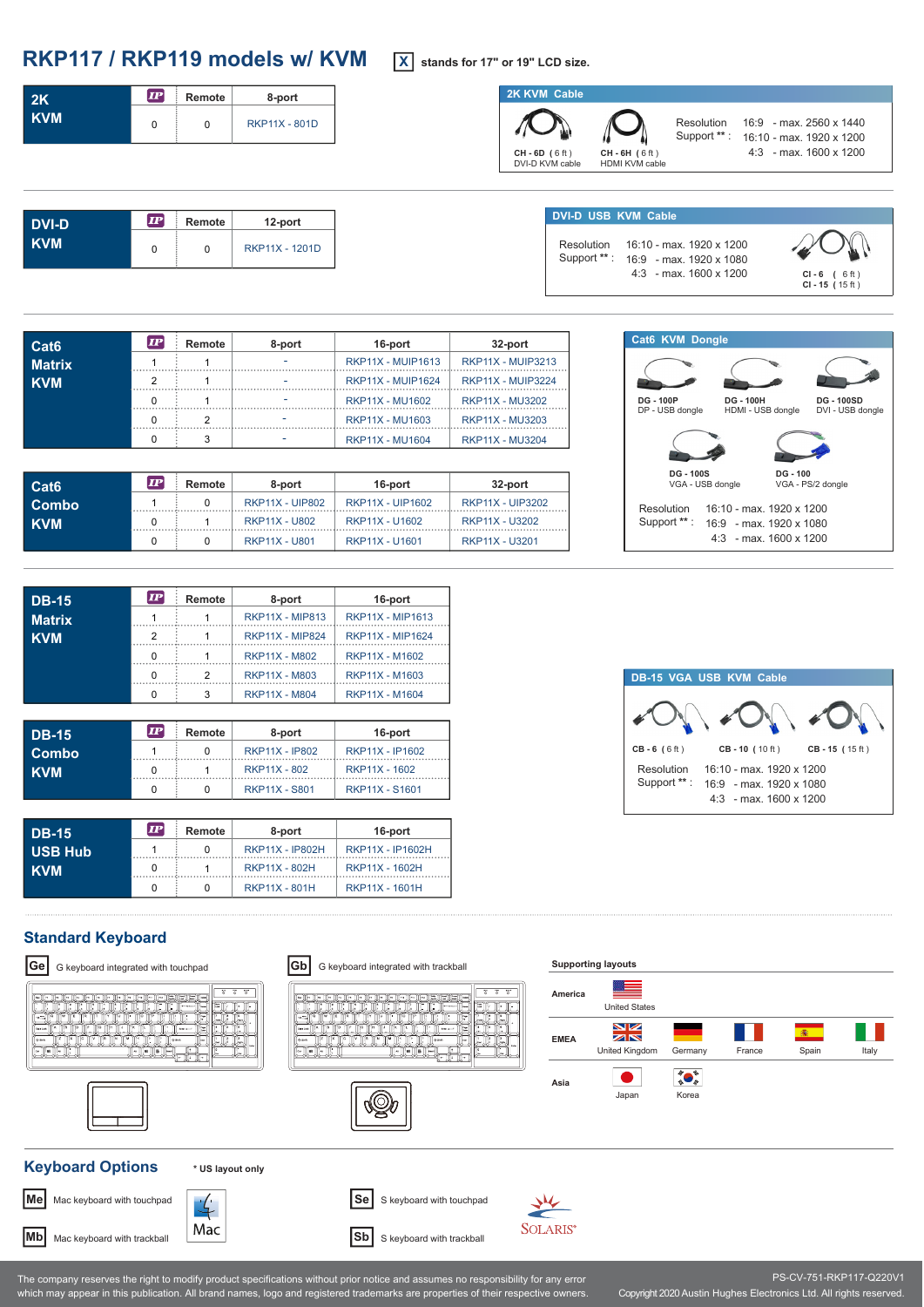# RKP117 / RKP119 models w/ KVM

**X** stands for 17" or 19" LCD size.

| 2K KVM | IP | Remote | 8-port |
|---|---|---|---|
| | 0 | 0 | RKP11X - 801D |

**2K KVM Cable**

CH - 6D ( 6 ft ) DVI-D KVM cable

CH - 6H ( 6 ft ) HDMI KVM cable

Resolution Support ** : 16:9 - max. 2560 x 1440; 16:10 - max. 1920 x 1200; 4:3 - max. 1600 x 1200

| DVI-D KVM | IP | Remote | 12-port |
|---|---|---|---|
| | 0 | 0 | RKP11X - 1201D |

**DVI-D USB KVM Cable**

Resolution Support ** : 16:10 - max. 1920 x 1200; 16:9 - max. 1920 x 1080; 4:3 - max. 1600 x 1200

CI - 6 ( 6 ft )
CI - 15 ( 15 ft )

| Cat6 Matrix KVM | IP | Remote | 8-port | 16-port | 32-port |
|---|---|---|---|---|---|
| | 1 | 1 | - | RKP11X - MUIP1613 | RKP11X - MUIP3213 |
| | 2 | 1 | - | RKP11X - MUIP1624 | RKP11X - MUIP3224 |
| | 0 | 1 | - | RKP11X - MU1602 | RKP11X - MU3202 |
| | 0 | 2 | - | RKP11X - MU1603 | RKP11X - MU3203 |
| | 0 | 3 | - | RKP11X - MU1604 | RKP11X - MU3204 |

| Cat6 Combo KVM | IP | Remote | 8-port | 16-port | 32-port |
|---|---|---|---|---|---|
| | 1 | 0 | RKP11X - UIP802 | RKP11X - UIP1602 | RKP11X - UIP3202 |
| | 0 | 1 | RKP11X - U802 | RKP11X - U1602 | RKP11X - U3202 |
| | 0 | 0 | RKP11X - U801 | RKP11X - U1601 | RKP11X - U3201 |

**Cat6 KVM Dongle**

DG - 100P DP - USB dongle

DG - 100H HDMI - USB dongle

DG - 100SD DVI - USB dongle

DG - 100S VGA - USB dongle

DG - 100 VGA - PS/2 dongle

Resolution Support ** : 16:10 - max. 1920 x 1200; 16:9 - max. 1920 x 1080; 4:3 - max. 1600 x 1200

| DB-15 Matrix KVM | IP | Remote | 8-port | 16-port |
|---|---|---|---|---|
| | 1 | 1 | RKP11X - MIP813 | RKP11X - MIP1613 |
| | 2 | 1 | RKP11X - MIP824 | RKP11X - MIP1624 |
| | 0 | 1 | RKP11X - M802 | RKP11X - M1602 |
| | 0 | 2 | RKP11X - M803 | RKP11X - M1603 |
| | 0 | 3 | RKP11X - M804 | RKP11X - M1604 |

| DB-15 Combo KVM | IP | Remote | 8-port | 16-port |
|---|---|---|---|---|
| | 1 | 0 | RKP11X - IP802 | RKP11X - IP1602 |
| | 0 | 1 | RKP11X - 802 | RKP11X - 1602 |
| | 0 | 0 | RKP11X - S801 | RKP11X - S1601 |

| DB-15 USB Hub KVM | IP | Remote | 8-port | 16-port |
|---|---|---|---|---|
| | 1 | 0 | RKP11X - IP802H | RKP11X - IP1602H |
| | 0 | 1 | RKP11X - 802H | RKP11X - 1602H |
| | 0 | 0 | RKP11X - 801H | RKP11X - 1601H |

**DB-15 VGA USB KVM Cable**

CB - 6 ( 6 ft ) CB - 10 ( 10 ft ) CB - 15 ( 15 ft )

Resolution Support ** : 16:10 - max. 1920 x 1200; 16:9 - max. 1920 x 1080; 4:3 - max. 1600 x 1200

## Standard Keyboard

**Ge** G keyboard integrated with touchpad

**Gb** G keyboard integrated with trackball

**Supporting layouts**

- America: United States
- EMEA: United Kingdom, Germany, France, Spain, Italy
- Asia: Japan, Korea

## Keyboard Options

* US layout only

**Me** Mac keyboard with touchpad

**Mb** Mac keyboard with trackball

**Se** S keyboard with touchpad

**Sb** S keyboard with trackball

The company reserves the right to modify product specifications without prior notice and assumes no responsibility for any error which may appear in this publication. All brand names, logo and registered trademarks are properties of their respective owners.

PS-CV-751-RKP117-Q220V1
Copyright 2020 Austin Hughes Electronics Ltd. All rights reserved.